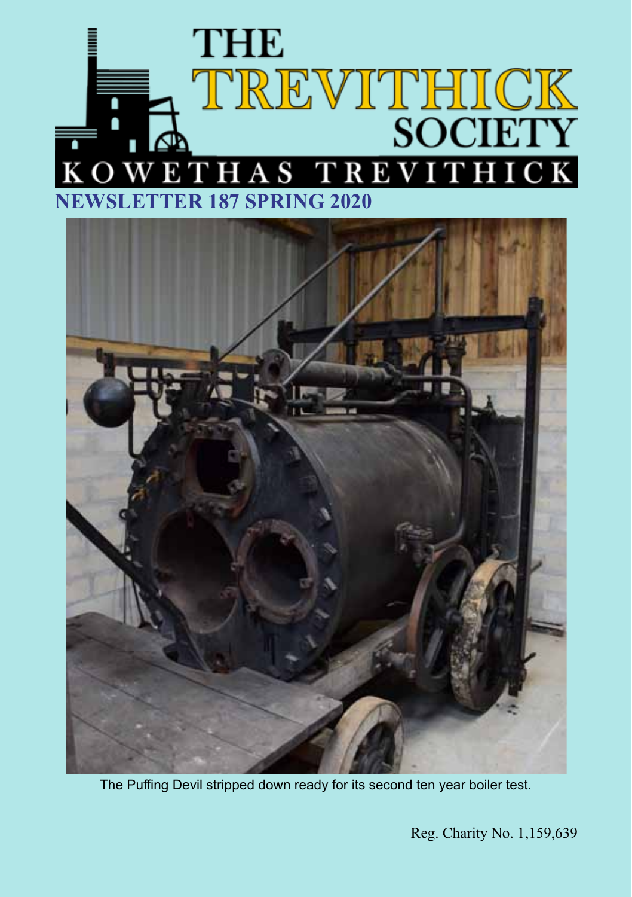# THE TREVITHICK SOCIETY

## KOWETHAS TREVITHICK

## NEWSLETTER 187 SPRING 2020

The Puffing Devil stripped down ready for its second ten year boiler test.

Reg. Charity No. 1,159,639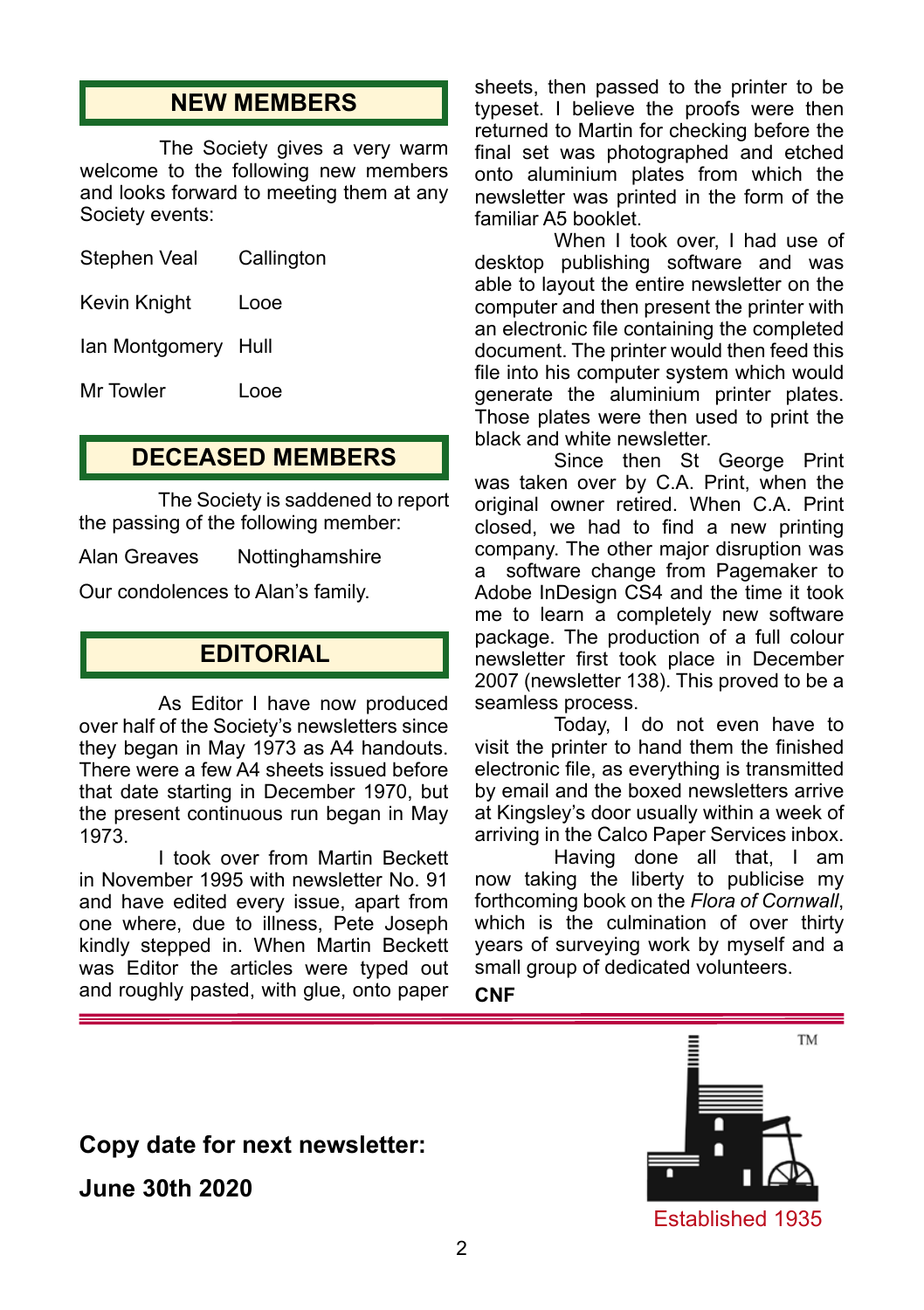## NEW MEMBERS

The Society gives a very warm welcome to the following new members and looks forward to meeting them at any Society events:

| | |
|---|---|
| Stephen Veal | Callington |
| Kevin Knight | Looe |
| Ian Montgomery | Hull |
| Mr Towler | Looe |

## DECEASED MEMBERS

The Society is saddened to report the passing of the following member:

Alan Greaves    Nottinghamshire

Our condolences to Alan's family.

## EDITORIAL

As Editor I have now produced over half of the Society's newsletters since they began in May 1973 as A4 handouts. There were a few A4 sheets issued before that date starting in December 1970, but the present continuous run began in May 1973.

I took over from Martin Beckett in November 1995 with newsletter No. 91 and have edited every issue, apart from one where, due to illness, Pete Joseph kindly stepped in. When Martin Beckett was Editor the articles were typed out and roughly pasted, with glue, onto paper sheets, then passed to the printer to be typeset. I believe the proofs were then returned to Martin for checking before the final set was photographed and etched onto aluminium plates from which the newsletter was printed in the form of the familiar A5 booklet.

When I took over, I had use of desktop publishing software and was able to layout the entire newsletter on the computer and then present the printer with an electronic file containing the completed document. The printer would then feed this file into his computer system which would generate the aluminium printer plates. Those plates were then used to print the black and white newsletter.

Since then St George Print was taken over by C.A. Print, when the original owner retired. When C.A. Print closed, we had to find a new printing company. The other major disruption was a software change from Pagemaker to Adobe InDesign CS4 and the time it took me to learn a completely new software package. The production of a full colour newsletter first took place in December 2007 (newsletter 138). This proved to be a seamless process.

Today, I do not even have to visit the printer to hand them the finished electronic file, as everything is transmitted by email and the boxed newsletters arrive at Kingsley's door usually within a week of arriving in the Calco Paper Services inbox.

Having done all that, I am now taking the liberty to publicise my forthcoming book on the *Flora of Cornwall*, which is the culmination of over thirty years of surveying work by myself and a small group of dedicated volunteers.

**CNF**

**Copy date for next newsletter:**

**June 30th 2020**

Established 1935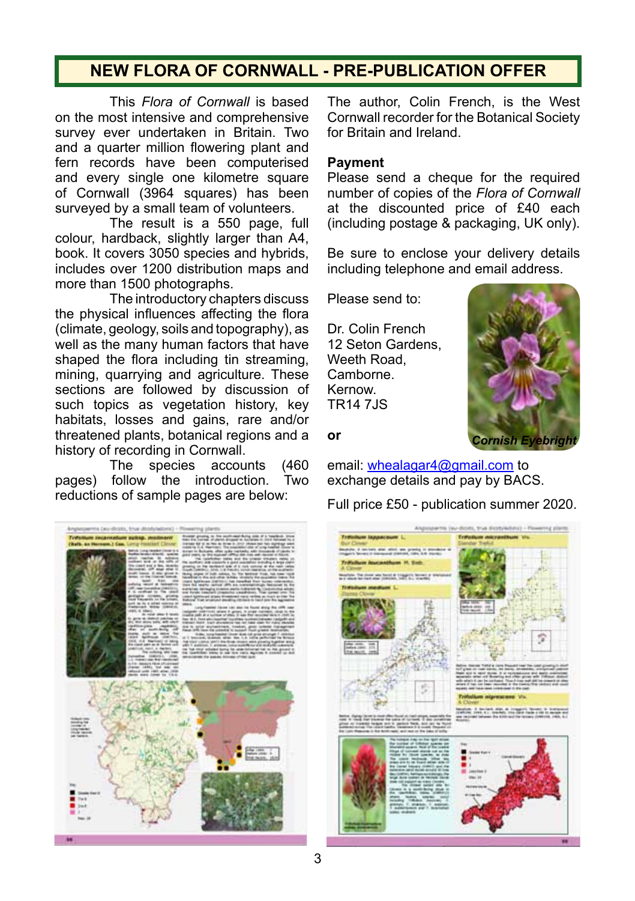## NEW FLORA OF CORNWALL - PRE-PUBLICATION OFFER

This *Flora of Cornwall* is based on the most intensive and comprehensive survey ever undertaken in Britain. Two and a quarter million flowering plant and fern records have been computerised and every single one kilometre square of Cornwall (3964 squares) has been surveyed by a small team of volunteers.

The result is a 550 page, full colour, hardback, slightly larger than A4, book. It covers 3050 species and hybrids, includes over 1200 distribution maps and more than 1500 photographs.

The introductory chapters discuss the physical influences affecting the flora (climate, geology, soils and topography), as well as the many human factors that have shaped the flora including tin streaming, mining, quarrying and agriculture. These sections are followed by discussion of such topics as vegetation history, key habitats, losses and gains, rare and/or threatened plants, botanical regions and a history of recording in Cornwall.

The species accounts (460 pages) follow the introduction. Two reductions of sample pages are below:

The author, Colin French, is the West Cornwall recorder for the Botanical Society for Britain and Ireland.

**Payment**

Please send a cheque for the required number of copies of the *Flora of Cornwall* at the discounted price of £40 each (including postage & packaging, UK only).

Be sure to enclose your delivery details including telephone and email address.

Please send to:

Dr. Colin French
12 Seton Gardens,
Weeth Road,
Camborne.
Kernow.
TR14 7JS

**or**

email: whealagar4@gmail.com to exchange details and pay by BACS.

Full price £50 - publication summer 2020.

*Cornish Eyebright*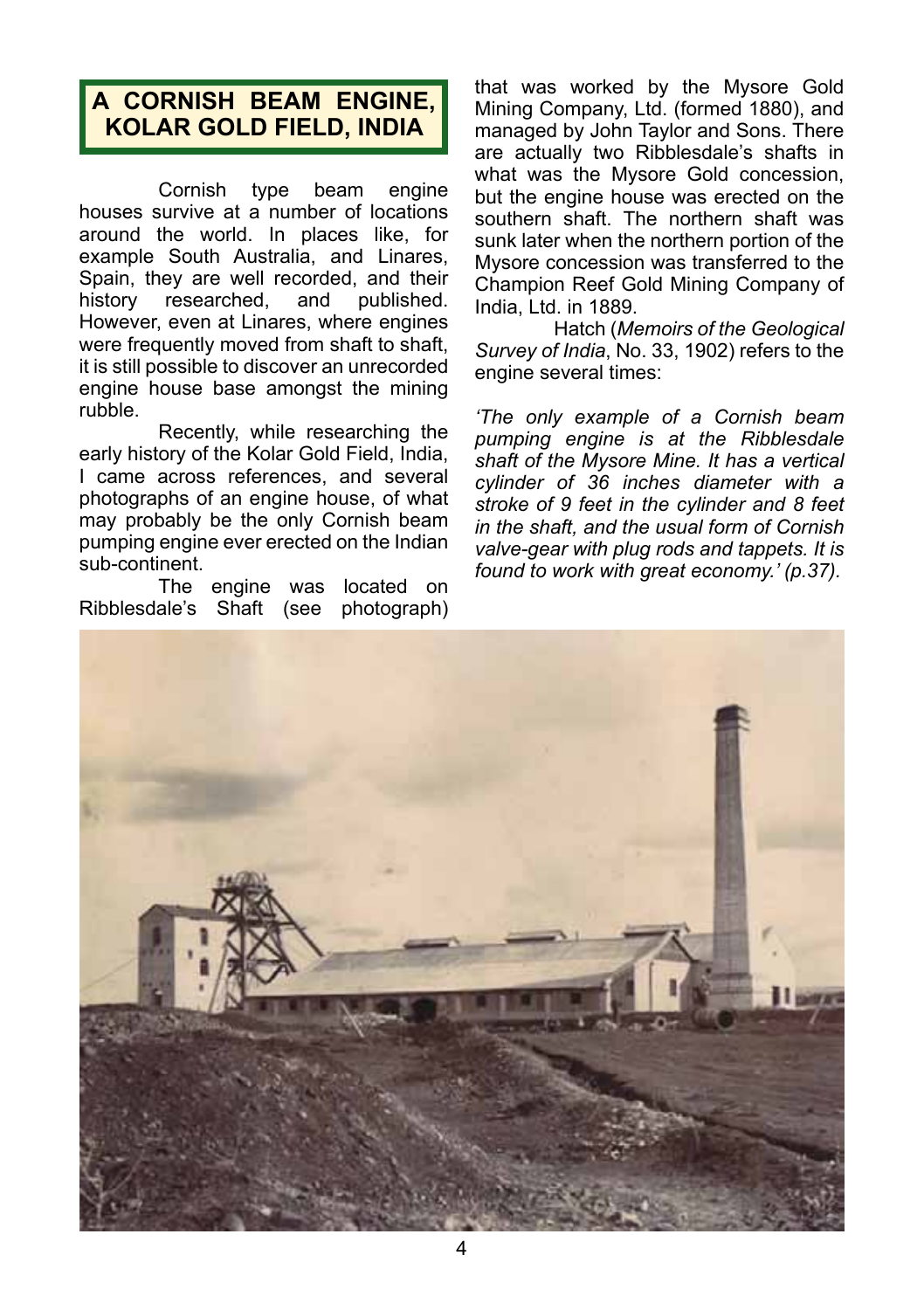# A CORNISH BEAM ENGINE, KOLAR GOLD FIELD, INDIA

Cornish type beam engine houses survive at a number of locations around the world. In places like, for example South Australia, and Linares, Spain, they are well recorded, and their history researched, and published. However, even at Linares, where engines were frequently moved from shaft to shaft, it is still possible to discover an unrecorded engine house base amongst the mining rubble.

Recently, while researching the early history of the Kolar Gold Field, India, I came across references, and several photographs of an engine house, of what may probably be the only Cornish beam pumping engine ever erected on the Indian sub-continent.

The engine was located on Ribblesdale's Shaft (see photograph) that was worked by the Mysore Gold Mining Company, Ltd. (formed 1880), and managed by John Taylor and Sons. There are actually two Ribblesdale's shafts in what was the Mysore Gold concession, but the engine house was erected on the southern shaft. The northern shaft was sunk later when the northern portion of the Mysore concession was transferred to the Champion Reef Gold Mining Company of India, Ltd. in 1889.

Hatch (*Memoirs of the Geological Survey of India*, No. 33, 1902) refers to the engine several times:

*'The only example of a Cornish beam pumping engine is at the Ribblesdale shaft of the Mysore Mine. It has a vertical cylinder of 36 inches diameter with a stroke of 9 feet in the cylinder and 8 feet in the shaft, and the usual form of Cornish valve-gear with plug rods and tappets. It is found to work with great economy.' (p.37).*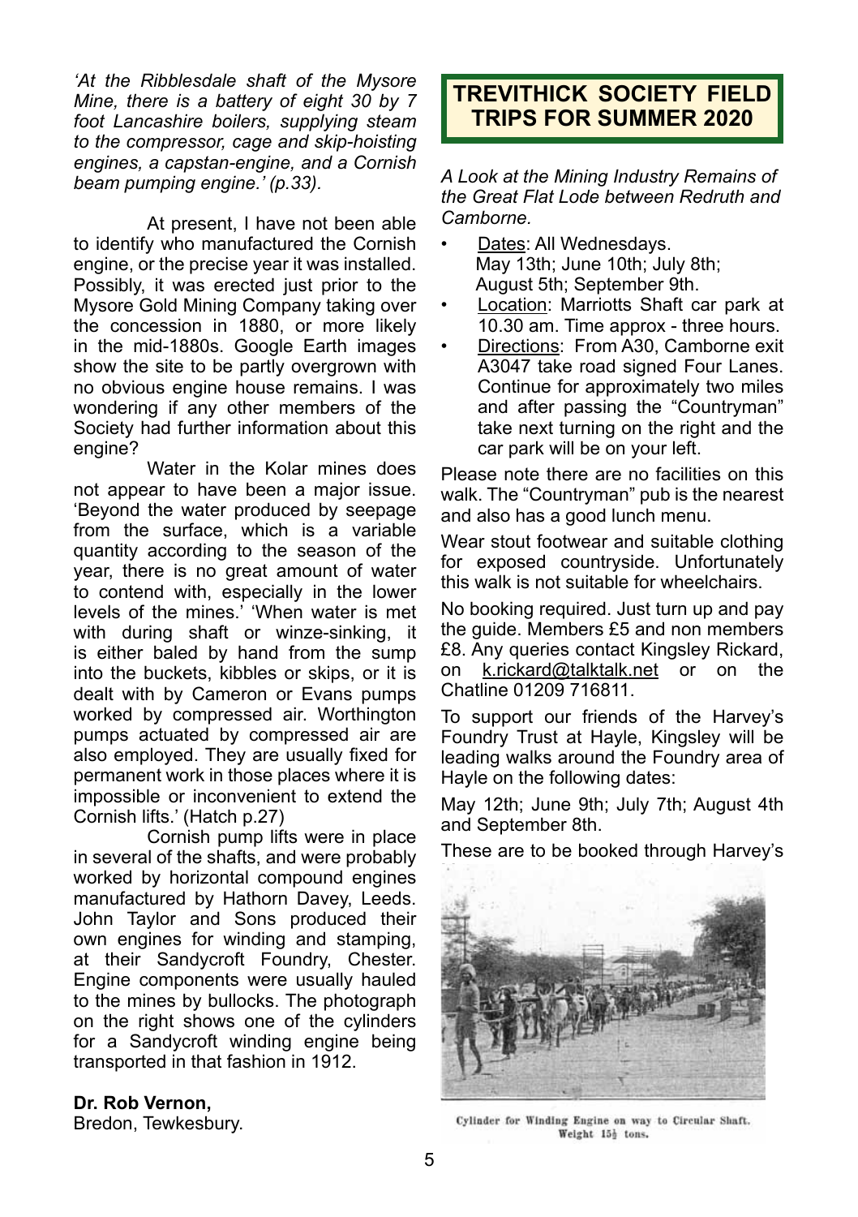*'At the Ribblesdale shaft of the Mysore Mine, there is a battery of eight 30 by 7 foot Lancashire boilers, supplying steam to the compressor, cage and skip-hoisting engines, a capstan-engine, and a Cornish beam pumping engine.' (p.33).*

At present, I have not been able to identify who manufactured the Cornish engine, or the precise year it was installed. Possibly, it was erected just prior to the Mysore Gold Mining Company taking over the concession in 1880, or more likely in the mid-1880s. Google Earth images show the site to be partly overgrown with no obvious engine house remains. I was wondering if any other members of the Society had further information about this engine?

Water in the Kolar mines does not appear to have been a major issue. 'Beyond the water produced by seepage from the surface, which is a variable quantity according to the season of the year, there is no great amount of water to contend with, especially in the lower levels of the mines.' 'When water is met with during shaft or winze-sinking, it is either baled by hand from the sump into the buckets, kibbles or skips, or it is dealt with by Cameron or Evans pumps worked by compressed air. Worthington pumps actuated by compressed air are also employed. They are usually fixed for permanent work in those places where it is impossible or inconvenient to extend the Cornish lifts.' (Hatch p.27)

Cornish pump lifts were in place in several of the shafts, and were probably worked by horizontal compound engines manufactured by Hathorn Davey, Leeds. John Taylor and Sons produced their own engines for winding and stamping, at their Sandycroft Foundry, Chester. Engine components were usually hauled to the mines by bullocks. The photograph on the right shows one of the cylinders for a Sandycroft winding engine being transported in that fashion in 1912.

**Dr. Rob Vernon,**
Bredon, Tewkesbury.

## TREVITHICK SOCIETY FIELD TRIPS FOR SUMMER 2020

*A Look at the Mining Industry Remains of the Great Flat Lode between Redruth and Camborne.*

- Dates: All Wednesdays. May 13th; June 10th; July 8th; August 5th; September 9th.
- Location: Marriotts Shaft car park at 10.30 am. Time approx - three hours.
- Directions: From A30, Camborne exit A3047 take road signed Four Lanes. Continue for approximately two miles and after passing the "Countryman" take next turning on the right and the car park will be on your left.

Please note there are no facilities on this walk. The "Countryman" pub is the nearest and also has a good lunch menu.

Wear stout footwear and suitable clothing for exposed countryside. Unfortunately this walk is not suitable for wheelchairs.

No booking required. Just turn up and pay the guide. Members £5 and non members £8. Any queries contact Kingsley Rickard, on k.rickard@talktalk.net or on the Chatline 01209 716811.

To support our friends of the Harvey's Foundry Trust at Hayle, Kingsley will be leading walks around the Foundry area of Hayle on the following dates:

May 12th; June 9th; July 7th; August 4th and September 8th.

These are to be booked through Harvey's

Cylinder for Winding Engine on way to Circular Shaft. Weight 15½ tons.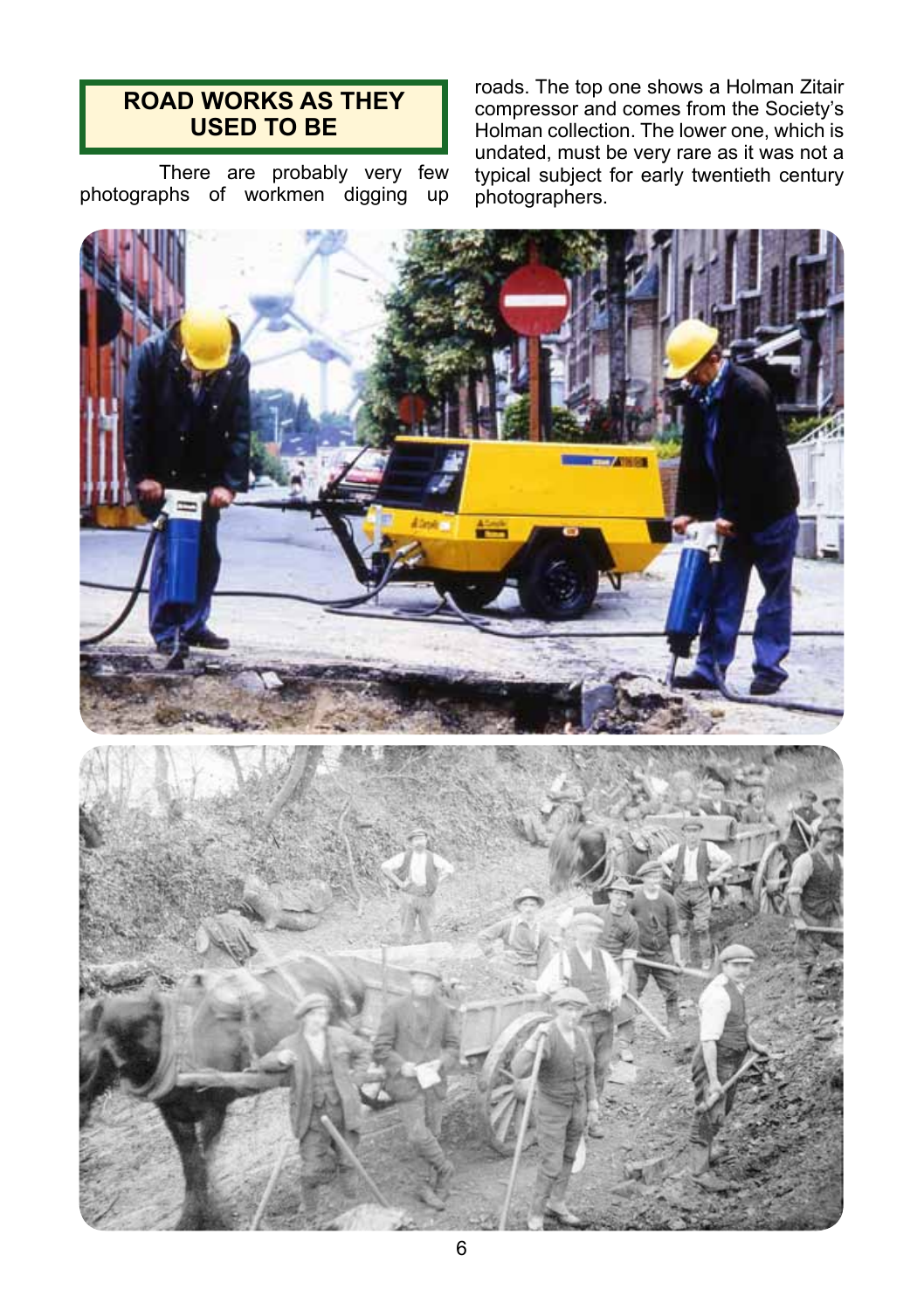## ROAD WORKS AS THEY USED TO BE

There are probably very few photographs of workmen digging up roads. The top one shows a Holman Zitair compressor and comes from the Society's Holman collection. The lower one, which is undated, must be very rare as it was not a typical subject for early twentieth century photographers.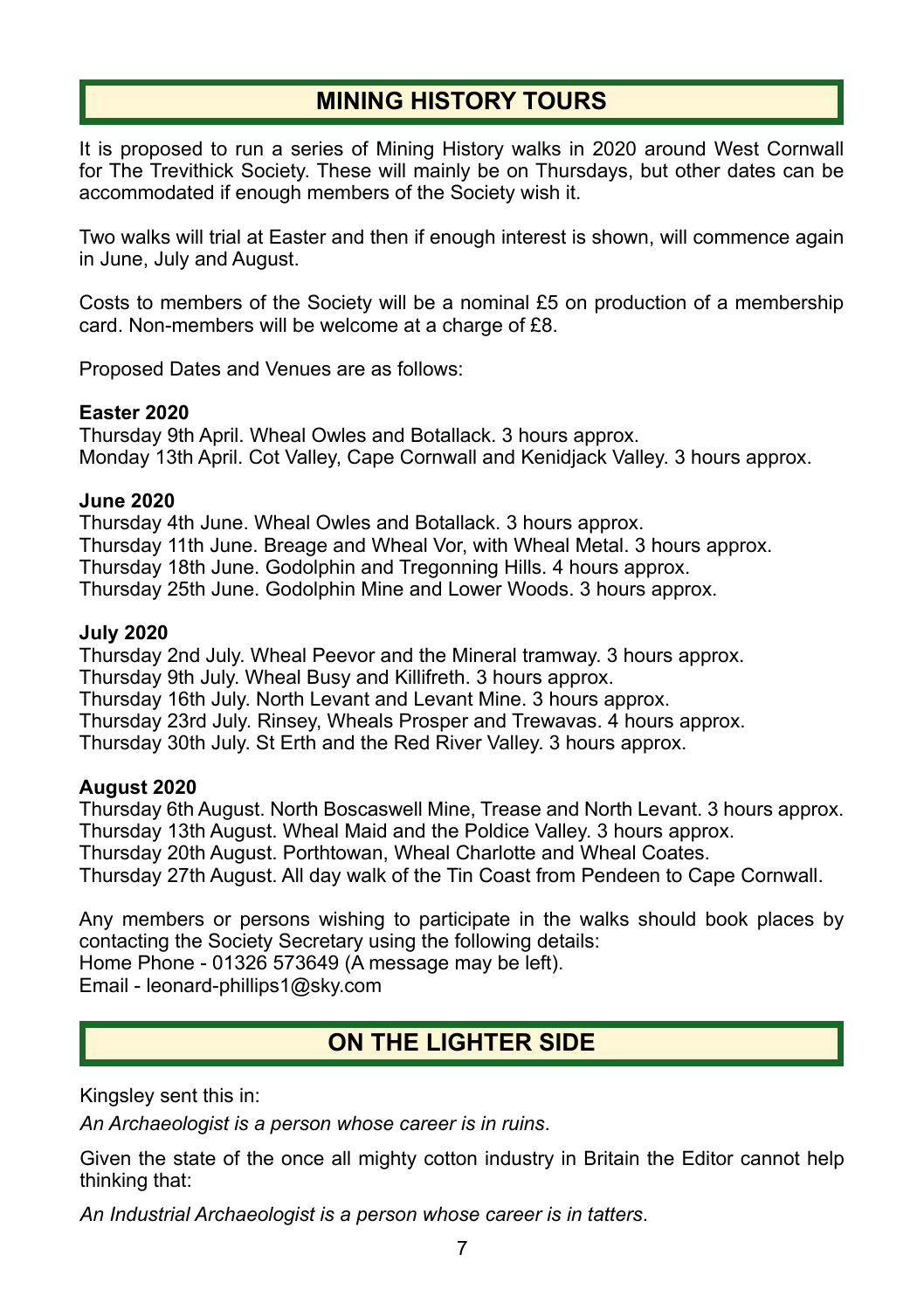## MINING HISTORY TOURS

It is proposed to run a series of Mining History walks in 2020 around West Cornwall for The Trevithick Society. These will mainly be on Thursdays, but other dates can be accommodated if enough members of the Society wish it.

Two walks will trial at Easter and then if enough interest is shown, will commence again in June, July and August.

Costs to members of the Society will be a nominal £5 on production of a membership card. Non-members will be welcome at a charge of £8.

Proposed Dates and Venues are as follows:

**Easter 2020**
Thursday 9th April. Wheal Owles and Botallack. 3 hours approx.
Monday 13th April. Cot Valley, Cape Cornwall and Kenidjack Valley. 3 hours approx.

**June 2020**
Thursday 4th June. Wheal Owles and Botallack. 3 hours approx.
Thursday 11th June. Breage and Wheal Vor, with Wheal Metal. 3 hours approx.
Thursday 18th June. Godolphin and Tregonning Hills. 4 hours approx.
Thursday 25th June. Godolphin Mine and Lower Woods. 3 hours approx.

**July 2020**
Thursday 2nd July. Wheal Peevor and the Mineral tramway. 3 hours approx.
Thursday 9th July. Wheal Busy and Killifreth. 3 hours approx.
Thursday 16th July. North Levant and Levant Mine. 3 hours approx.
Thursday 23rd July. Rinsey, Wheals Prosper and Trewavas. 4 hours approx.
Thursday 30th July. St Erth and the Red River Valley. 3 hours approx.

**August 2020**
Thursday 6th August. North Boscaswell Mine, Trease and North Levant. 3 hours approx.
Thursday 13th August. Wheal Maid and the Poldice Valley. 3 hours approx.
Thursday 20th August. Porthtowan, Wheal Charlotte and Wheal Coates.
Thursday 27th August. All day walk of the Tin Coast from Pendeen to Cape Cornwall.

Any members or persons wishing to participate in the walks should book places by contacting the Society Secretary using the following details:
Home Phone - 01326 573649 (A message may be left).
Email - leonard-phillips1@sky.com

## ON THE LIGHTER SIDE

Kingsley sent this in:

*An Archaeologist is a person whose career is in ruins*.

Given the state of the once all mighty cotton industry in Britain the Editor cannot help thinking that:

*An Industrial Archaeologist is a person whose career is in tatters*.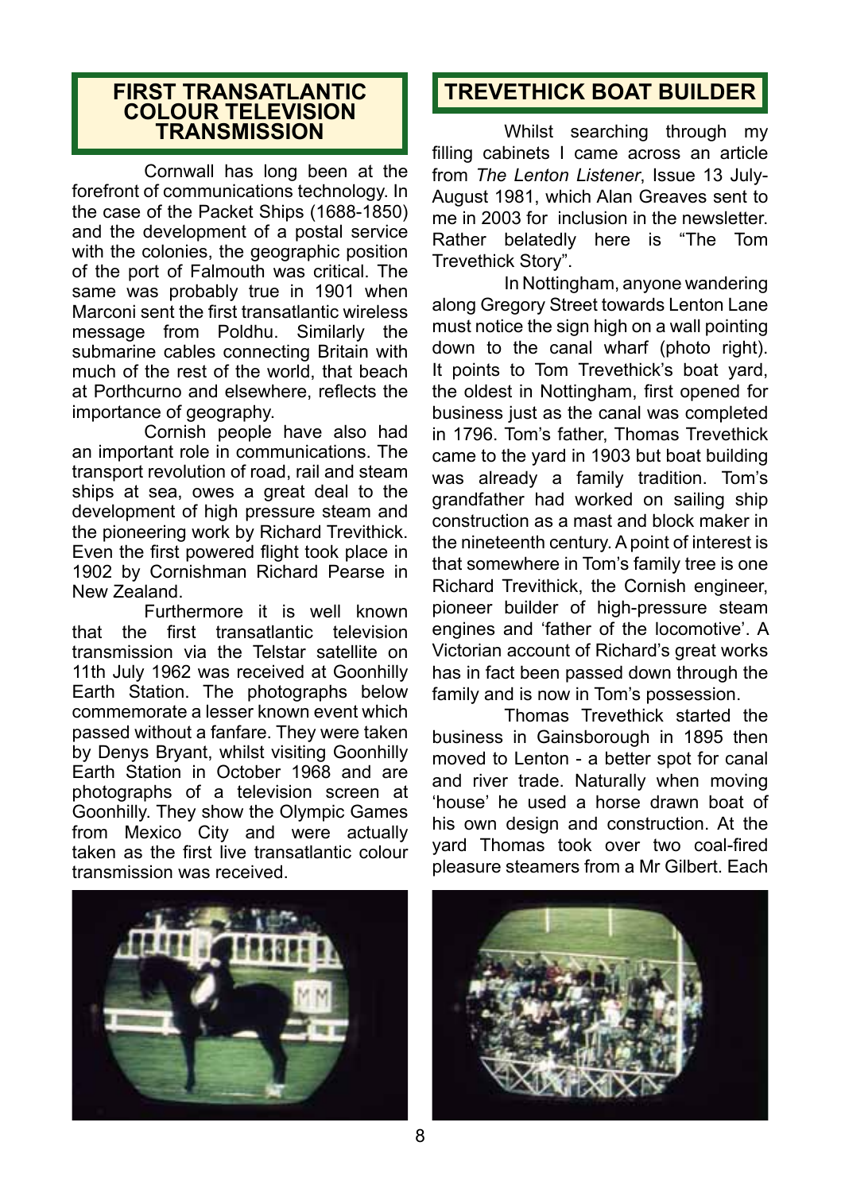## FIRST TRANSATLANTIC COLOUR TELEVISION TRANSMISSION

Cornwall has long been at the forefront of communications technology. In the case of the Packet Ships (1688-1850) and the development of a postal service with the colonies, the geographic position of the port of Falmouth was critical. The same was probably true in 1901 when Marconi sent the first transatlantic wireless message from Poldhu. Similarly the submarine cables connecting Britain with much of the rest of the world, that beach at Porthcurno and elsewhere, reflects the importance of geography.

Cornish people have also had an important role in communications. The transport revolution of road, rail and steam ships at sea, owes a great deal to the development of high pressure steam and the pioneering work by Richard Trevithick. Even the first powered flight took place in 1902 by Cornishman Richard Pearse in New Zealand.

Furthermore it is well known that the first transatlantic television transmission via the Telstar satellite on 11th July 1962 was received at Goonhilly Earth Station. The photographs below commemorate a lesser known event which passed without a fanfare. They were taken by Denys Bryant, whilst visiting Goonhilly Earth Station in October 1968 and are photographs of a television screen at Goonhilly. They show the Olympic Games from Mexico City and were actually taken as the first live transatlantic colour transmission was received.

## TREVETHICK BOAT BUILDER

Whilst searching through my filling cabinets I came across an article from *The Lenton Listener*, Issue 13 July-August 1981, which Alan Greaves sent to me in 2003 for inclusion in the newsletter. Rather belatedly here is "The Tom Trevethick Story".

In Nottingham, anyone wandering along Gregory Street towards Lenton Lane must notice the sign high on a wall pointing down to the canal wharf (photo right). It points to Tom Trevethick's boat yard, the oldest in Nottingham, first opened for business just as the canal was completed in 1796. Tom's father, Thomas Trevethick came to the yard in 1903 but boat building was already a family tradition. Tom's grandfather had worked on sailing ship construction as a mast and block maker in the nineteenth century. A point of interest is that somewhere in Tom's family tree is one Richard Trevithick, the Cornish engineer, pioneer builder of high-pressure steam engines and 'father of the locomotive'. A Victorian account of Richard's great works has in fact been passed down through the family and is now in Tom's possession.

Thomas Trevethick started the business in Gainsborough in 1895 then moved to Lenton - a better spot for canal and river trade. Naturally when moving 'house' he used a horse drawn boat of his own design and construction. At the yard Thomas took over two coal-fired pleasure steamers from a Mr Gilbert. Each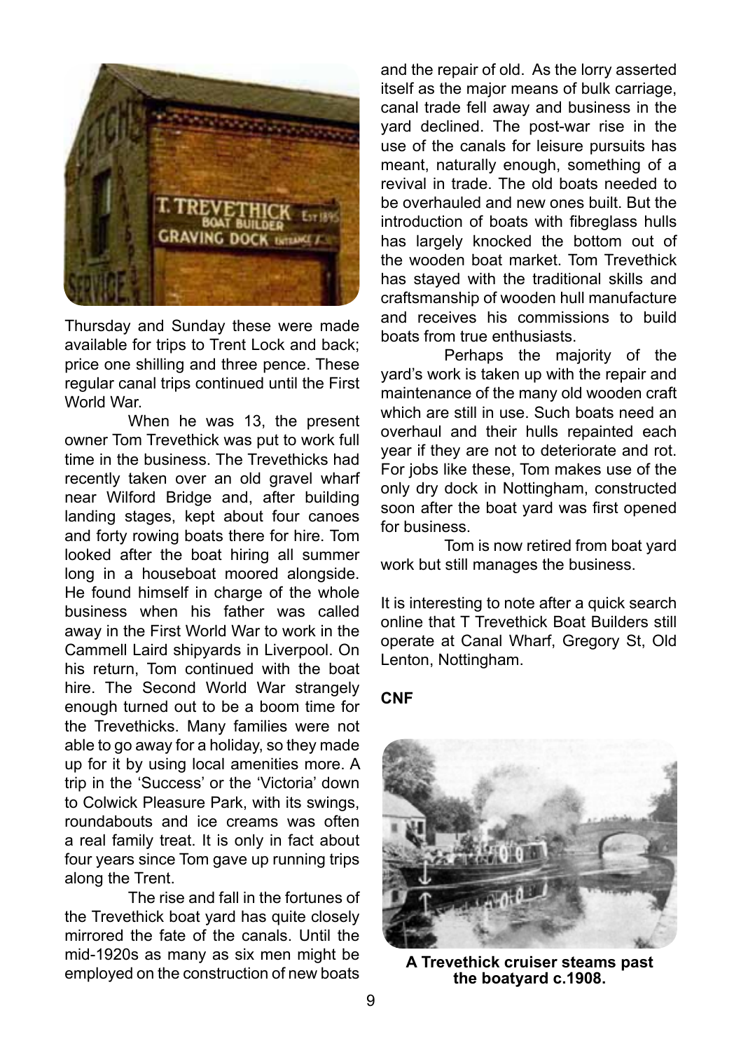Thursday and Sunday these were made available for trips to Trent Lock and back; price one shilling and three pence. These regular canal trips continued until the First World War.

When he was 13, the present owner Tom Trevethick was put to work full time in the business. The Trevethicks had recently taken over an old gravel wharf near Wilford Bridge and, after building landing stages, kept about four canoes and forty rowing boats there for hire. Tom looked after the boat hiring all summer long in a houseboat moored alongside. He found himself in charge of the whole business when his father was called away in the First World War to work in the Cammell Laird shipyards in Liverpool. On his return, Tom continued with the boat hire. The Second World War strangely enough turned out to be a boom time for the Trevethicks. Many families were not able to go away for a holiday, so they made up for it by using local amenities more. A trip in the 'Success' or the 'Victoria' down to Colwick Pleasure Park, with its swings, roundabouts and ice creams was often a real family treat. It is only in fact about four years since Tom gave up running trips along the Trent.

The rise and fall in the fortunes of the Trevethick boat yard has quite closely mirrored the fate of the canals. Until the mid-1920s as many as six men might be employed on the construction of new boats and the repair of old. As the lorry asserted itself as the major means of bulk carriage, canal trade fell away and business in the yard declined. The post-war rise in the use of the canals for leisure pursuits has meant, naturally enough, something of a revival in trade. The old boats needed to be overhauled and new ones built. But the introduction of boats with fibreglass hulls has largely knocked the bottom out of the wooden boat market. Tom Trevethick has stayed with the traditional skills and craftsmanship of wooden hull manufacture and receives his commissions to build boats from true enthusiasts.

Perhaps the majority of the yard's work is taken up with the repair and maintenance of the many old wooden craft which are still in use. Such boats need an overhaul and their hulls repainted each year if they are not to deteriorate and rot. For jobs like these, Tom makes use of the only dry dock in Nottingham, constructed soon after the boat yard was first opened for business.

Tom is now retired from boat yard work but still manages the business.

It is interesting to note after a quick search online that T Trevethick Boat Builders still operate at Canal Wharf, Gregory St, Old Lenton, Nottingham.

**CNF**

**A Trevethick cruiser steams past the boatyard c.1908.**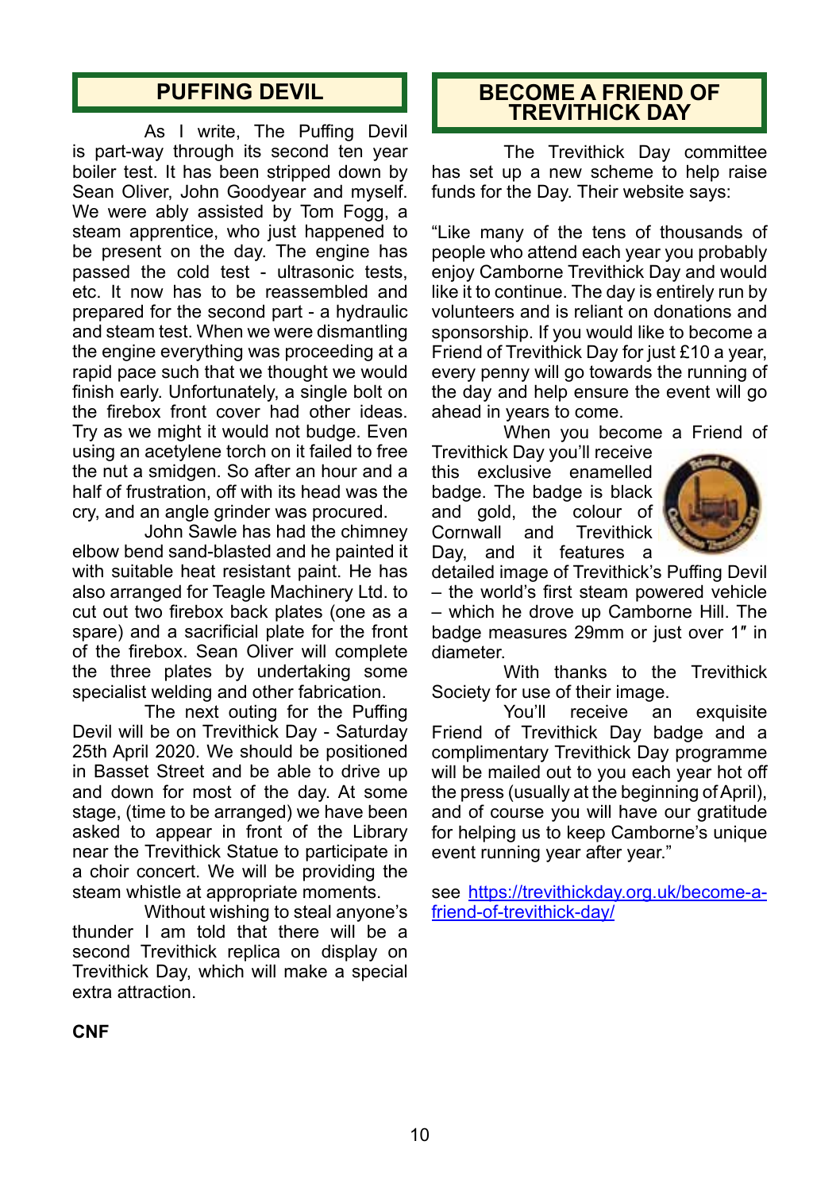## PUFFING DEVIL

As I write, The Puffing Devil is part-way through its second ten year boiler test. It has been stripped down by Sean Oliver, John Goodyear and myself. We were ably assisted by Tom Fogg, a steam apprentice, who just happened to be present on the day. The engine has passed the cold test - ultrasonic tests, etc. It now has to be reassembled and prepared for the second part - a hydraulic and steam test. When we were dismantling the engine everything was proceeding at a rapid pace such that we thought we would finish early. Unfortunately, a single bolt on the firebox front cover had other ideas. Try as we might it would not budge. Even using an acetylene torch on it failed to free the nut a smidgen. So after an hour and a half of frustration, off with its head was the cry, and an angle grinder was procured.

John Sawle has had the chimney elbow bend sand-blasted and he painted it with suitable heat resistant paint. He has also arranged for Teagle Machinery Ltd. to cut out two firebox back plates (one as a spare) and a sacrificial plate for the front of the firebox. Sean Oliver will complete the three plates by undertaking some specialist welding and other fabrication.

The next outing for the Puffing Devil will be on Trevithick Day - Saturday 25th April 2020. We should be positioned in Basset Street and be able to drive up and down for most of the day. At some stage, (time to be arranged) we have been asked to appear in front of the Library near the Trevithick Statue to participate in a choir concert. We will be providing the steam whistle at appropriate moments.

Without wishing to steal anyone's thunder I am told that there will be a second Trevithick replica on display on Trevithick Day, which will make a special extra attraction.

**CNF**

## BECOME A FRIEND OF TREVITHICK DAY

The Trevithick Day committee has set up a new scheme to help raise funds for the Day. Their website says:

"Like many of the tens of thousands of people who attend each year you probably enjoy Camborne Trevithick Day and would like it to continue. The day is entirely run by volunteers and is reliant on donations and sponsorship. If you would like to become a Friend of Trevithick Day for just £10 a year, every penny will go towards the running of the day and help ensure the event will go ahead in years to come.

When you become a Friend of Trevithick Day you'll receive this exclusive enamelled badge. The badge is black and gold, the colour of Cornwall and Trevithick Day, and it features a detailed image of Trevithick's Puffing Devil – the world's first steam powered vehicle – which he drove up Camborne Hill. The badge measures 29mm or just over 1″ in diameter.

With thanks to the Trevithick Society for use of their image.

You'll receive an exquisite Friend of Trevithick Day badge and a complimentary Trevithick Day programme will be mailed out to you each year hot off the press (usually at the beginning of April), and of course you will have our gratitude for helping us to keep Camborne's unique event running year after year."

see https://trevithickday.org.uk/become-a-friend-of-trevithick-day/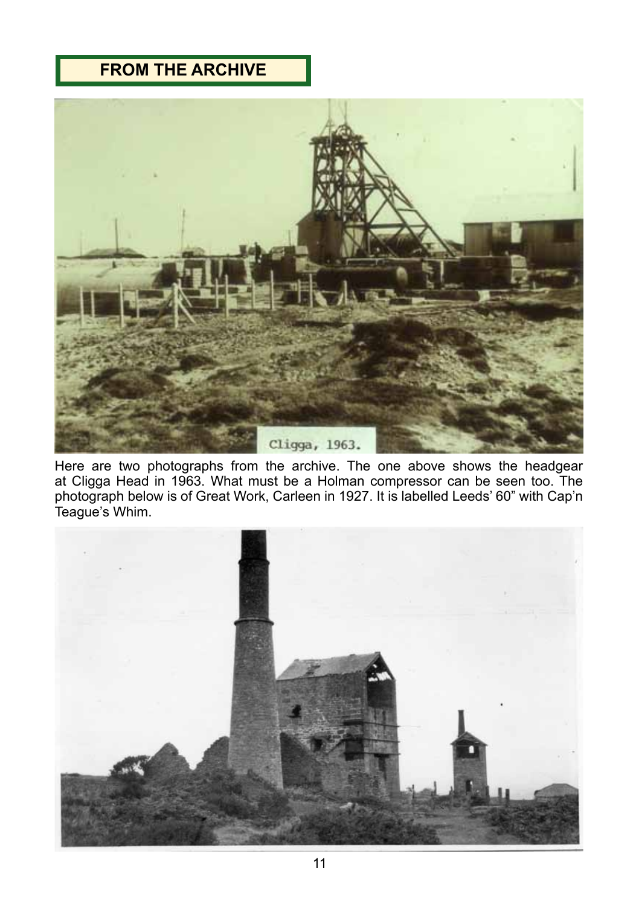## FROM THE ARCHIVE

Cligga, 1963.

Here are two photographs from the archive. The one above shows the headgear at Cligga Head in 1963. What must be a Holman compressor can be seen too. The photograph below is of Great Work, Carleen in 1927. It is labelled Leeds' 60" with Cap'n Teague's Whim.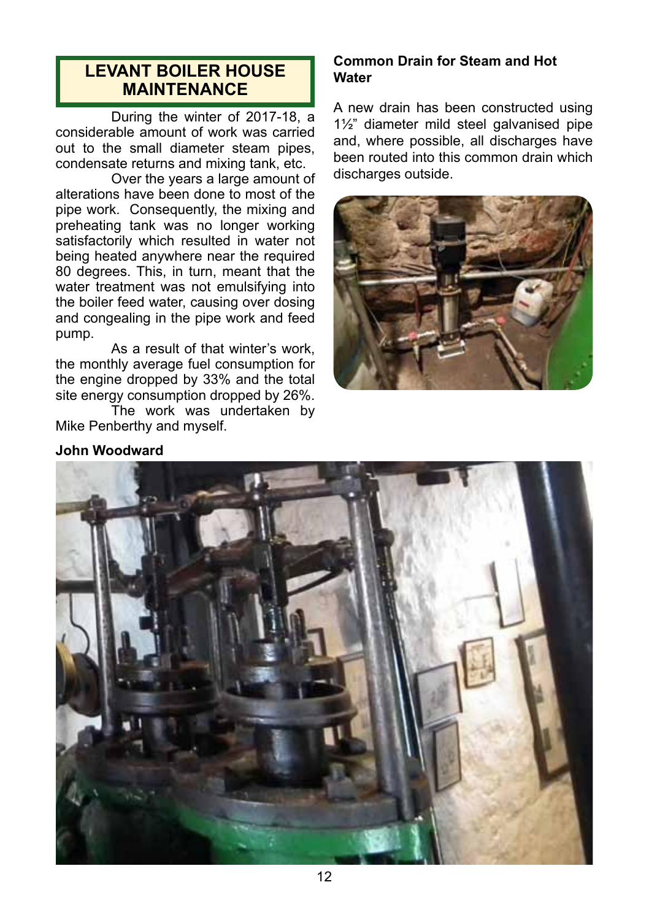## LEVANT BOILER HOUSE MAINTENANCE

During the winter of 2017-18, a considerable amount of work was carried out to the small diameter steam pipes, condensate returns and mixing tank, etc.

Over the years a large amount of alterations have been done to most of the pipe work. Consequently, the mixing and preheating tank was no longer working satisfactorily which resulted in water not being heated anywhere near the required 80 degrees. This, in turn, meant that the water treatment was not emulsifying into the boiler feed water, causing over dosing and congealing in the pipe work and feed pump.

As a result of that winter's work, the monthly average fuel consumption for the engine dropped by 33% and the total site energy consumption dropped by 26%.

The work was undertaken by Mike Penberthy and myself.

**John Woodward**

### Common Drain for Steam and Hot Water

A new drain has been constructed using 1½" diameter mild steel galvanised pipe and, where possible, all discharges have been routed into this common drain which discharges outside.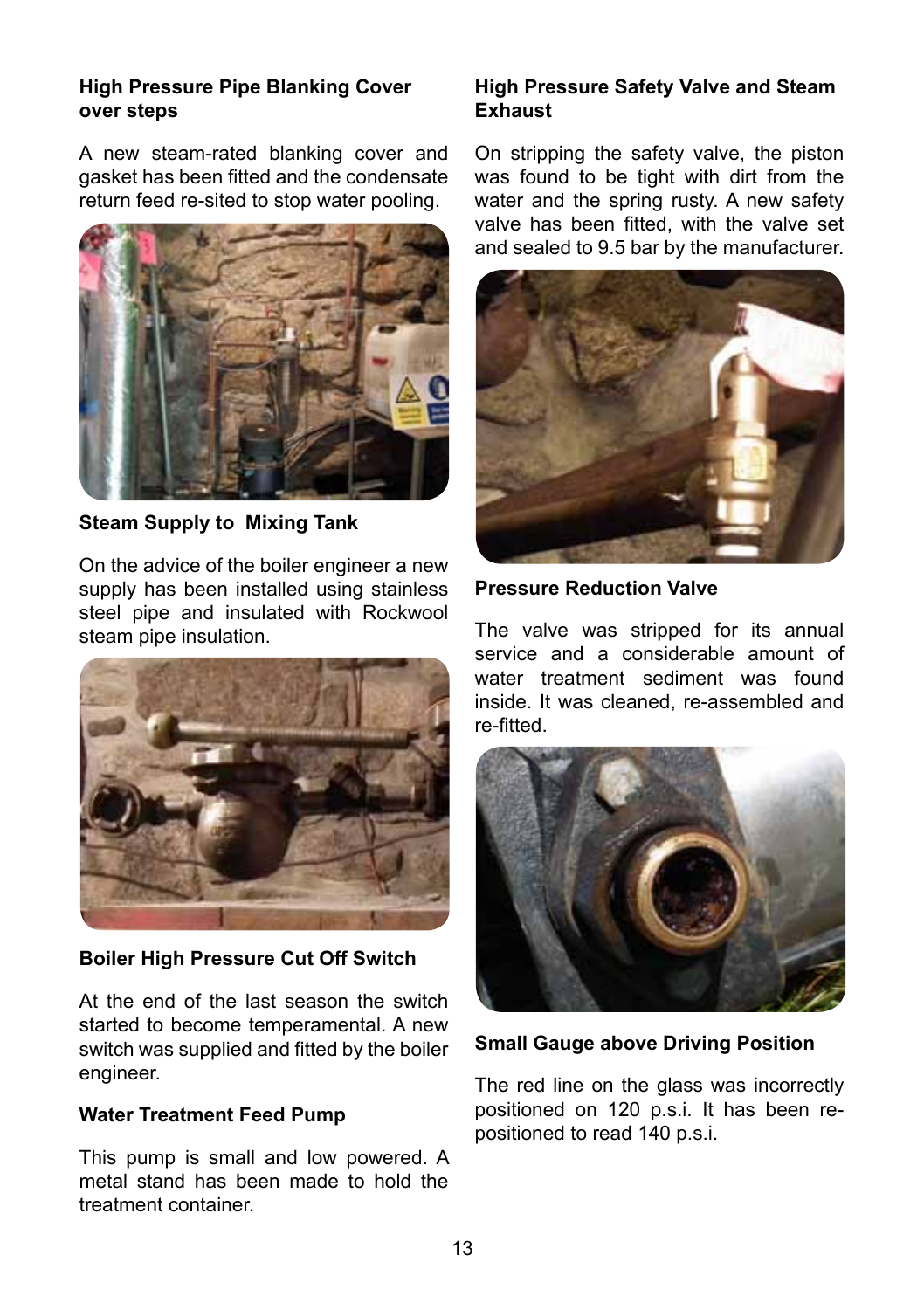**High Pressure Pipe Blanking Cover over steps**

A new steam-rated blanking cover and gasket has been fitted and the condensate return feed re-sited to stop water pooling.

**Steam Supply to Mixing Tank**

On the advice of the boiler engineer a new supply has been installed using stainless steel pipe and insulated with Rockwool steam pipe insulation.

**Boiler High Pressure Cut Off Switch**

At the end of the last season the switch started to become temperamental. A new switch was supplied and fitted by the boiler engineer.

**Water Treatment Feed Pump**

This pump is small and low powered. A metal stand has been made to hold the treatment container.

**High Pressure Safety Valve and Steam Exhaust**

On stripping the safety valve, the piston was found to be tight with dirt from the water and the spring rusty. A new safety valve has been fitted, with the valve set and sealed to 9.5 bar by the manufacturer.

**Pressure Reduction Valve**

The valve was stripped for its annual service and a considerable amount of water treatment sediment was found inside. It was cleaned, re-assembled and re-fitted.

**Small Gauge above Driving Position**

The red line on the glass was incorrectly positioned on 120 p.s.i. It has been re-positioned to read 140 p.s.i.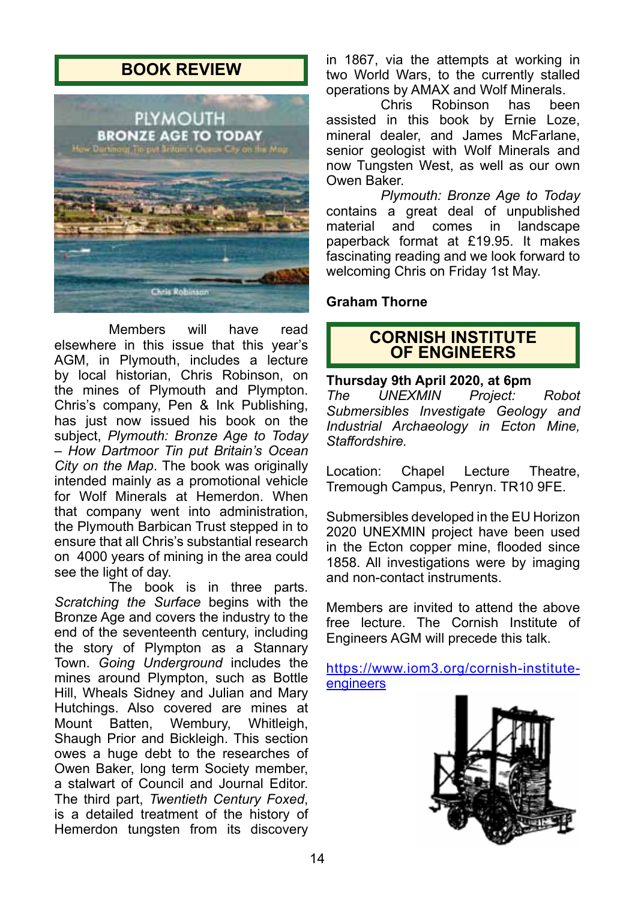## BOOK REVIEW

Members will have read elsewhere in this issue that this year's AGM, in Plymouth, includes a lecture by local historian, Chris Robinson, on the mines of Plymouth and Plympton. Chris's company, Pen & Ink Publishing, has just now issued his book on the subject, *Plymouth: Bronze Age to Today – How Dartmoor Tin put Britain's Ocean City on the Map*. The book was originally intended mainly as a promotional vehicle for Wolf Minerals at Hemerdon. When that company went into administration, the Plymouth Barbican Trust stepped in to ensure that all Chris's substantial research on 4000 years of mining in the area could see the light of day.

The book is in three parts. *Scratching the Surface* begins with the Bronze Age and covers the industry to the end of the seventeenth century, including the story of Plympton as a Stannary Town. *Going Underground* includes the mines around Plympton, such as Bottle Hill, Wheals Sidney and Julian and Mary Hutchings. Also covered are mines at Mount Batten, Wembury, Whitleigh, Shaugh Prior and Bickleigh. This section owes a huge debt to the researches of Owen Baker, long term Society member, a stalwart of Council and Journal Editor. The third part, *Twentieth Century Foxed*, is a detailed treatment of the history of Hemerdon tungsten from its discovery in 1867, via the attempts at working in two World Wars, to the currently stalled operations by AMAX and Wolf Minerals.

Chris Robinson has been assisted in this book by Ernie Loze, mineral dealer, and James McFarlane, senior geologist with Wolf Minerals and now Tungsten West, as well as our own Owen Baker.

*Plymouth: Bronze Age to Today* contains a great deal of unpublished material and comes in landscape paperback format at £19.95. It makes fascinating reading and we look forward to welcoming Chris on Friday 1st May.

**Graham Thorne**

## CORNISH INSTITUTE OF ENGINEERS

**Thursday 9th April 2020, at 6pm**
*The UNEXMIN Project: Robot Submersibles Investigate Geology and Industrial Archaeology in Ecton Mine, Staffordshire.*

Location: Chapel Lecture Theatre, Tremough Campus, Penryn. TR10 9FE.

Submersibles developed in the EU Horizon 2020 UNEXMIN project have been used in the Ecton copper mine, flooded since 1858. All investigations were by imaging and non-contact instruments.

Members are invited to attend the above free lecture. The Cornish Institute of Engineers AGM will precede this talk.

[https://www.iom3.org/cornish-institute-engineers](https://www.iom3.org/cornish-institute-engineers)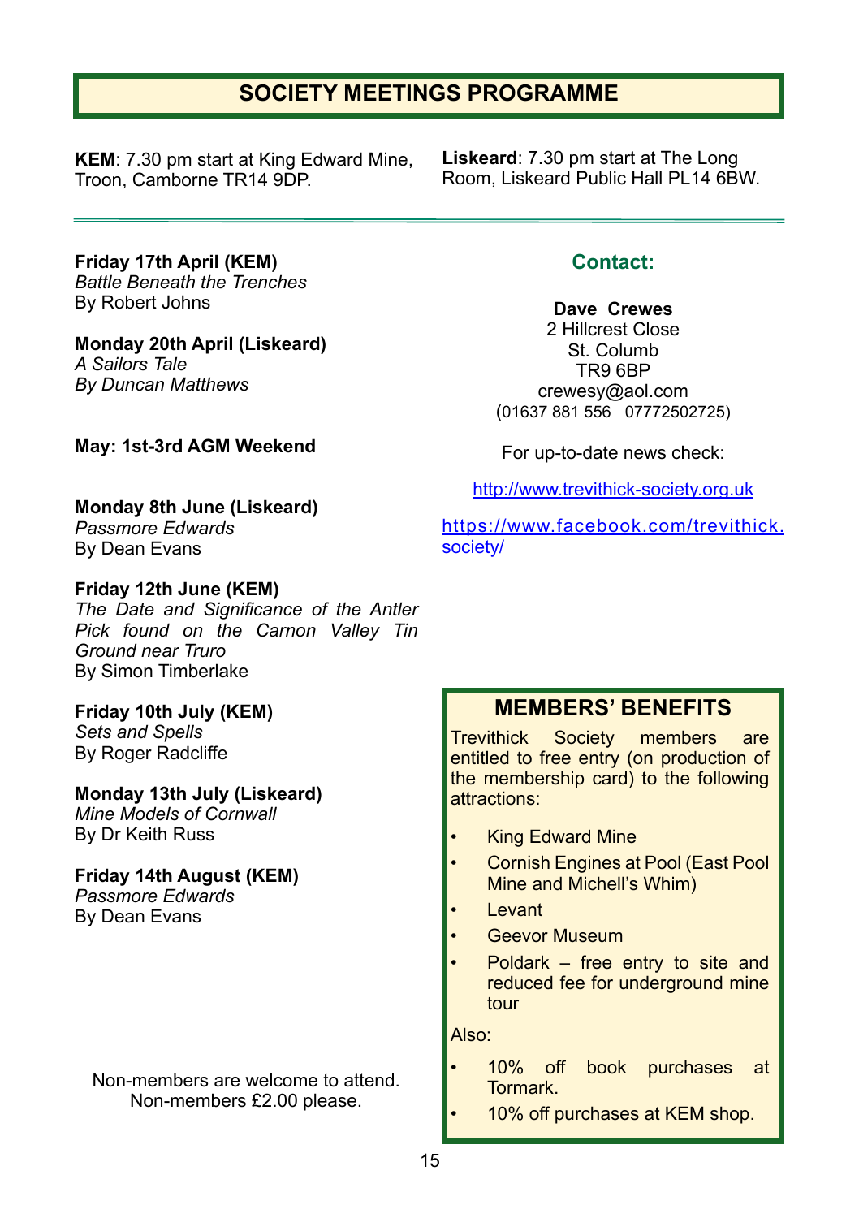# SOCIETY MEETINGS PROGRAMME

**KEM**: 7.30 pm start at King Edward Mine, Troon, Camborne TR14 9DP.

**Liskeard**: 7.30 pm start at The Long Room, Liskeard Public Hall PL14 6BW.

---

**Friday 17th April (KEM)**
*Battle Beneath the Trenches*
By Robert Johns

**Monday 20th April (Liskeard)**
*A Sailors Tale*
*By Duncan Matthews*

**May: 1st-3rd AGM Weekend**

**Monday 8th June (Liskeard)**
*Passmore Edwards*
By Dean Evans

**Friday 12th June (KEM)**
*The Date and Significance of the Antler Pick found on the Carnon Valley Tin Ground near Truro*
By Simon Timberlake

**Friday 10th July (KEM)**
*Sets and Spells*
By Roger Radcliffe

**Monday 13th July (Liskeard)**
*Mine Models of Cornwall*
By Dr Keith Russ

**Friday 14th August (KEM)**
*Passmore Edwards*
By Dean Evans

Non-members are welcome to attend.
Non-members £2.00 please.

## Contact:

**Dave Crewes**
2 Hillcrest Close
St. Columb
TR9 6BP
crewesy@aol.com
(01637 881 556 07772502725)

For up-to-date news check:

http://www.trevithick-society.org.uk

https://www.facebook.com/trevithick.society/

## MEMBERS' BENEFITS

Trevithick Society members are entitled to free entry (on production of the membership card) to the following attractions:

- King Edward Mine
- Cornish Engines at Pool (East Pool Mine and Michell's Whim)
- Levant
- Geevor Museum
- Poldark – free entry to site and reduced fee for underground mine tour

Also:

- 10% off book purchases at Tormark.
- 10% off purchases at KEM shop.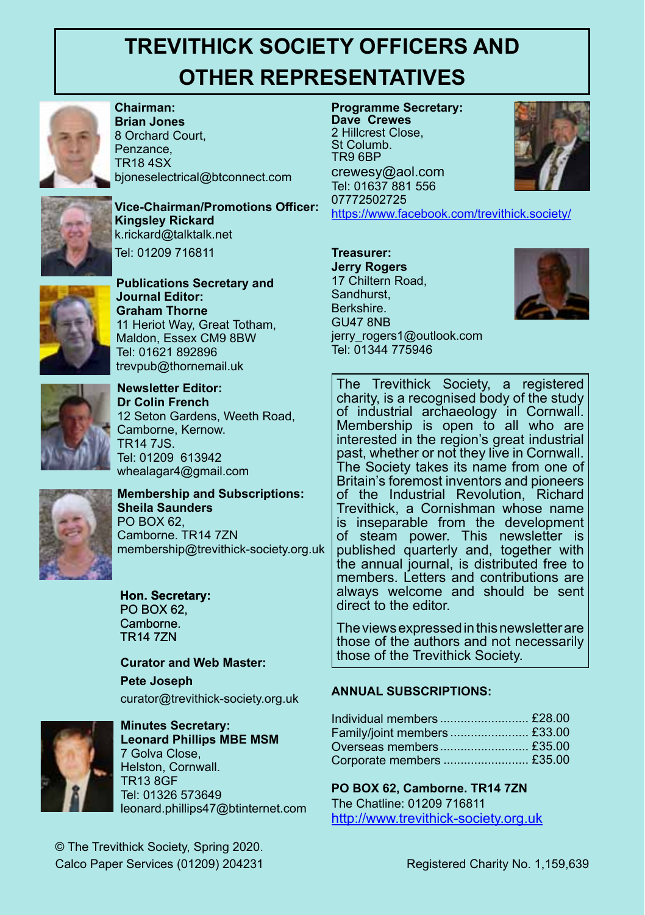# TREVITHICK SOCIETY OFFICERS AND OTHER REPRESENTATIVES

**Chairman:**
**Brian Jones**
8 Orchard Court,
Penzance,
TR18 4SX
bjoneselectrical@btconnect.com

**Vice-Chairman/Promotions Officer:**
**Kingsley Rickard**
k.rickard@talktalk.net
Tel: 01209 716811

**Publications Secretary and Journal Editor:**
**Graham Thorne**
11 Heriot Way, Great Totham,
Maldon, Essex CM9 8BW
Tel: 01621 892896
trevpub@thornemail.uk

**Newsletter Editor:**
**Dr Colin French**
12 Seton Gardens, Weeth Road,
Camborne, Kernow.
TR14 7JS.
Tel: 01209 613942
whealagar4@gmail.com

**Membership and Subscriptions:**
**Sheila Saunders**
PO BOX 62,
Camborne. TR14 7ZN
membership@trevithick-society.org.uk

**Hon. Secretary:**
PO BOX 62,
Camborne.
TR14 7ZN

**Curator and Web Master:**
**Pete Joseph**
curator@trevithick-society.org.uk

**Minutes Secretary:**
**Leonard Phillips MBE MSM**
7 Golva Close,
Helston, Cornwall.
TR13 8GF
Tel: 01326 573649
leonard.phillips47@btinternet.com

**Programme Secretary:**
**Dave Crewes**
2 Hillcrest Close,
St Columb.
TR9 6BP
crewesy@aol.com
Tel: 01637 881 556
07772502725
https://www.facebook.com/trevithick.society/

**Treasurer:**
**Jerry Rogers**
17 Chiltern Road,
Sandhurst,
Berkshire.
GU47 8NB
jerry_rogers1@outlook.com
Tel: 01344 775946

The Trevithick Society, a registered charity, is a recognised body of the study of industrial archaeology in Cornwall. Membership is open to all who are interested in the region's great industrial past, whether or not they live in Cornwall. The Society takes its name from one of Britain's foremost inventors and pioneers of the Industrial Revolution, Richard Trevithick, a Cornishman whose name is inseparable from the development of steam power. This newsletter is published quarterly and, together with the annual journal, is distributed free to members. Letters and contributions are always welcome and should be sent direct to the editor.

The views expressed in this newsletter are those of the authors and not necessarily those of the Trevithick Society.

**ANNUAL SUBSCRIPTIONS:**

| | |
|---|---|
| Individual members | £28.00 |
| Family/joint members | £33.00 |
| Overseas members | £35.00 |
| Corporate members | £35.00 |

**PO BOX 62, Camborne. TR14 7ZN**
The Chatline: 01209 716811
http://www.trevithick-society.org.uk

© The Trevithick Society, Spring 2020.
Calco Paper Services (01209) 204231

Registered Charity No. 1,159,639